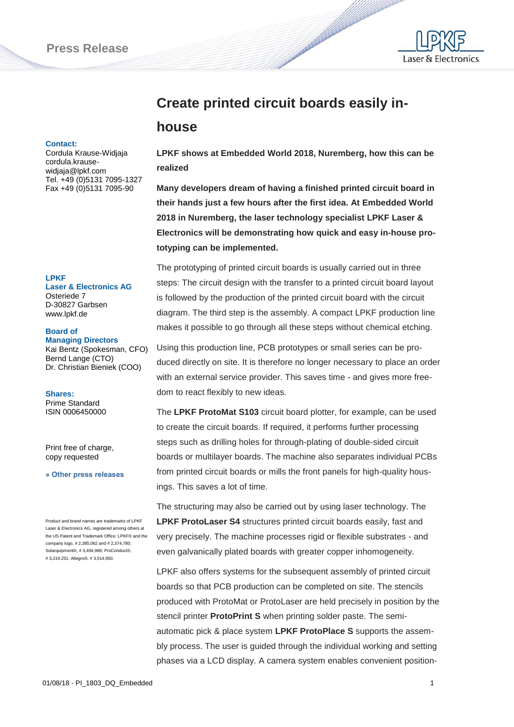Press Release

# Create printed circuit boards easily in-house

**LPKF shows at Embedded World 2018, Nuremberg, how this can be realized**

**Many developers dream of having a finished printed circuit board in their hands just a few hours after the first idea. At Embedded World 2018 in Nuremberg, the laser technology specialist LPKF Laser & Electronics will be demonstrating how quick and easy in-house prototyping can be implemented.**

The prototyping of printed circuit boards is usually carried out in three steps: The circuit design with the transfer to a printed circuit board layout is followed by the production of the printed circuit board with the circuit diagram. The third step is the assembly. A compact LPKF production line makes it possible to go through all these steps without chemical etching.

Using this production line, PCB prototypes or small series can be produced directly on site. It is therefore no longer necessary to place an order with an external service provider. This saves time - and gives more freedom to react flexibly to new ideas.

The **LPKF ProtoMat S103** circuit board plotter, for example, can be used to create the circuit boards. If required, it performs further processing steps such as drilling holes for through-plating of double-sided circuit boards or multilayer boards. The machine also separates individual PCBs from printed circuit boards or mills the front panels for high-quality housings. This saves a lot of time.

The structuring may also be carried out by using laser technology. The **LPKF ProtoLaser S4** structures printed circuit boards easily, fast and very precisely. The machine processes rigid or flexible substrates - and even galvanically plated boards with greater copper inhomogeneity.

LPKF also offers systems for the subsequent assembly of printed circuit boards so that PCB production can be completed on site. The stencils produced with ProtoMat or ProtoLaser are held precisely in position by the stencil printer **ProtoPrint S** when printing solder paste. The semi-automatic pick & place system **LPKF ProtoPlace S** supports the assembly process. The user is guided through the individual working and setting phases via a LCD display. A camera system enables convenient position-

**Contact:**
Cordula Krause-Widjaja
cordula.krause-widjaja@lpkf.com
Tel. +49 (0)5131 7095-1327
Fax +49 (0)5131 7095-90

**LPKF Laser & Electronics AG**
Osteriede 7
D-30827 Garbsen
www.lpkf.de

**Board of Managing Directors**
Kai Bentz (Spokesman, CFO)
Bernd Lange (CTO)
Dr. Christian Bieniek (COO)

**Shares:**
Prime Standard
ISIN 0006450000

Print free of charge, copy requested

**» Other press releases**

Product and brand names are trademarks of LPKF Laser & Electronics AG, registered among others at the US Patent and Trademark Office: LPKF® and the company logo, # 2,385,062 and # 2,374,780; Solarquipment®, # 3,494,986; ProConduct®, # 3,219,251; Allegro®, # 3,514,950.

01/08/18 - PI_1803_DQ_Embedded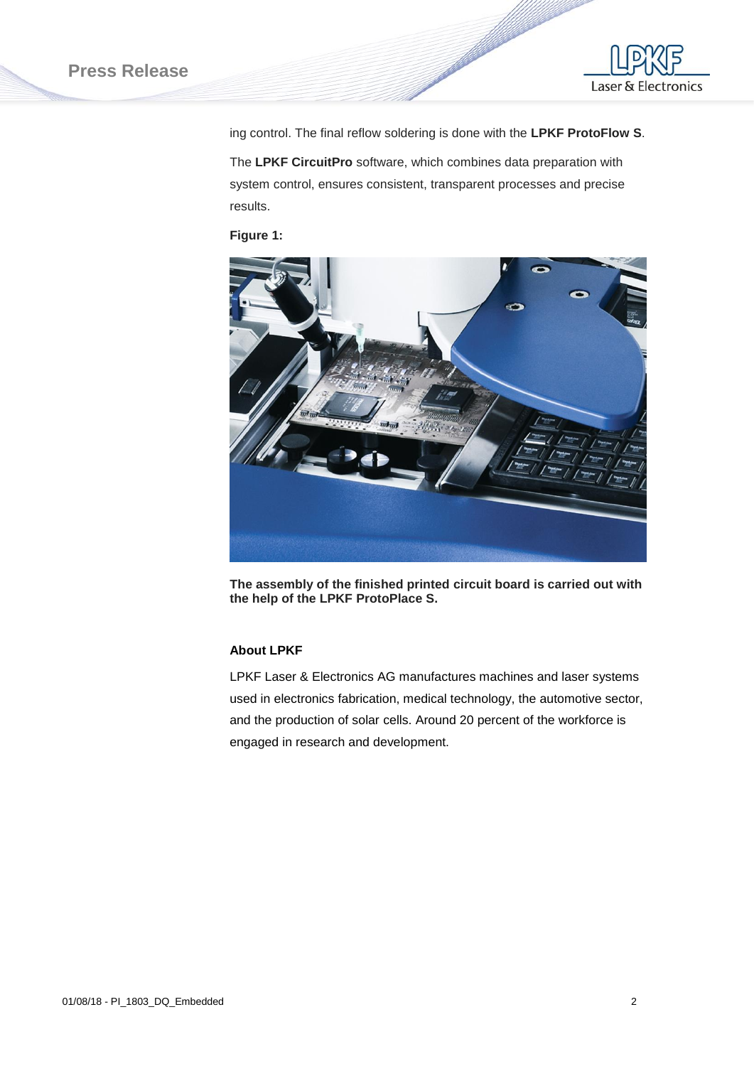ing control. The final reflow soldering is done with the **LPKF ProtoFlow S**.

The **LPKF CircuitPro** software, which combines data preparation with system control, ensures consistent, transparent processes and precise results.

**Figure 1:**

**The assembly of the finished printed circuit board is carried out with the help of the LPKF ProtoPlace S.**

### About LPKF

LPKF Laser & Electronics AG manufactures machines and laser systems used in electronics fabrication, medical technology, the automotive sector, and the production of solar cells. Around 20 percent of the workforce is engaged in research and development.